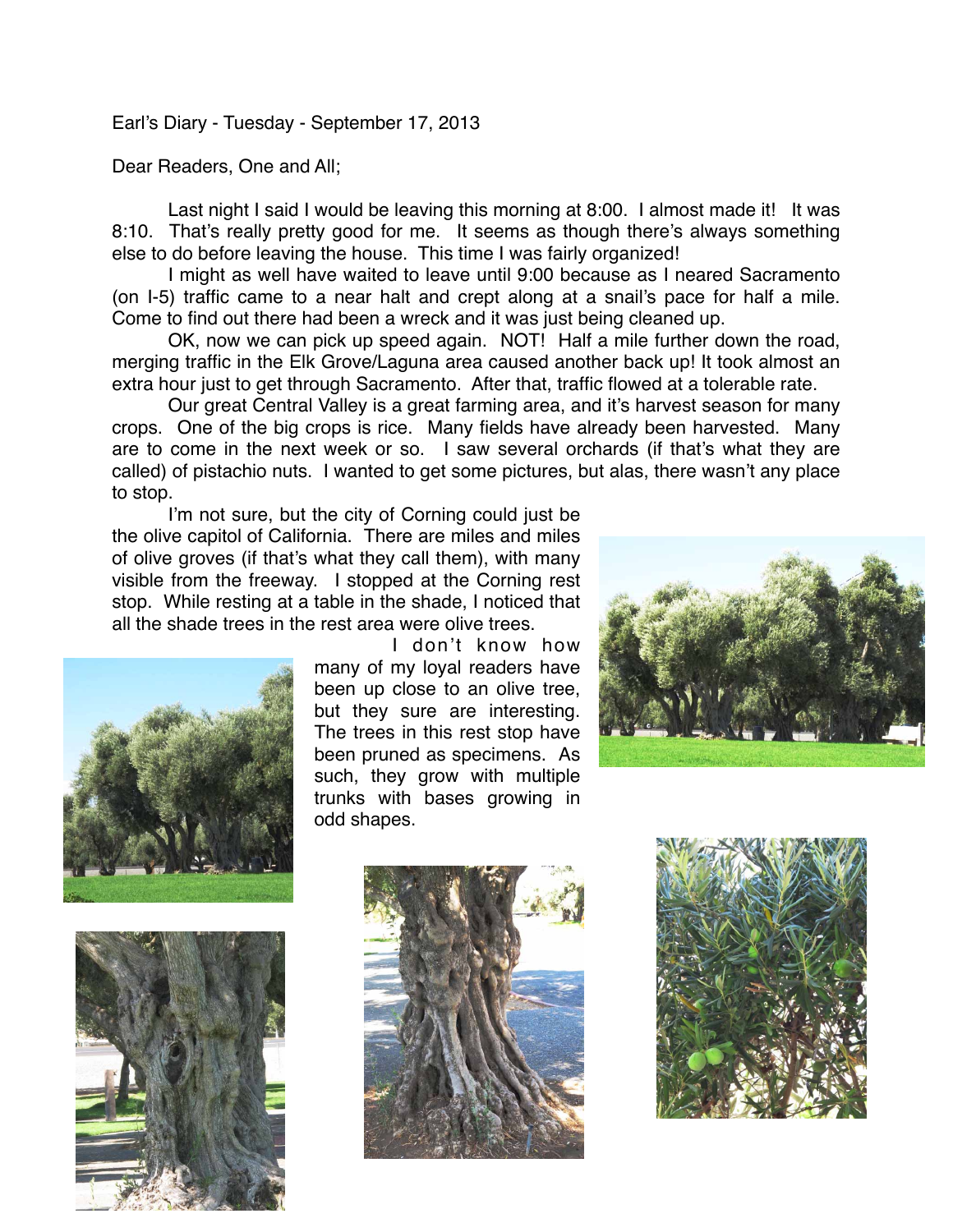Earl's Diary - Tuesday - September 17, 2013

Dear Readers, One and All;

Last night I said I would be leaving this morning at 8:00. I almost made it! It was 8:10. That's really pretty good for me. It seems as though there's always something else to do before leaving the house. This time I was fairly organized!

I might as well have waited to leave until 9:00 because as I neared Sacramento (on I-5) traffic came to a near halt and crept along at a snail's pace for half a mile. Come to find out there had been a wreck and it was just being cleaned up.

OK, now we can pick up speed again. NOT! Half a mile further down the road, merging traffic in the Elk Grove/Laguna area caused another back up! It took almost an extra hour just to get through Sacramento. After that, traffic flowed at a tolerable rate.

Our great Central Valley is a great farming area, and it's harvest season for many crops. One of the big crops is rice. Many fields have already been harvested. Many are to come in the next week or so. I saw several orchards (if that's what they are called) of pistachio nuts. I wanted to get some pictures, but alas, there wasn't any place to stop.

I'm not sure, but the city of Corning could just be the olive capitol of California. There are miles and miles of olive groves (if that's what they call them), with many visible from the freeway. I stopped at the Corning rest stop. While resting at a table in the shade, I noticed that all the shade trees in the rest area were olive trees.

I don't know how many of my loyal readers have been up close to an olive tree, but they sure are interesting. The trees in this rest stop have been pruned as specimens. As such, they grow with multiple trunks with bases growing in odd shapes.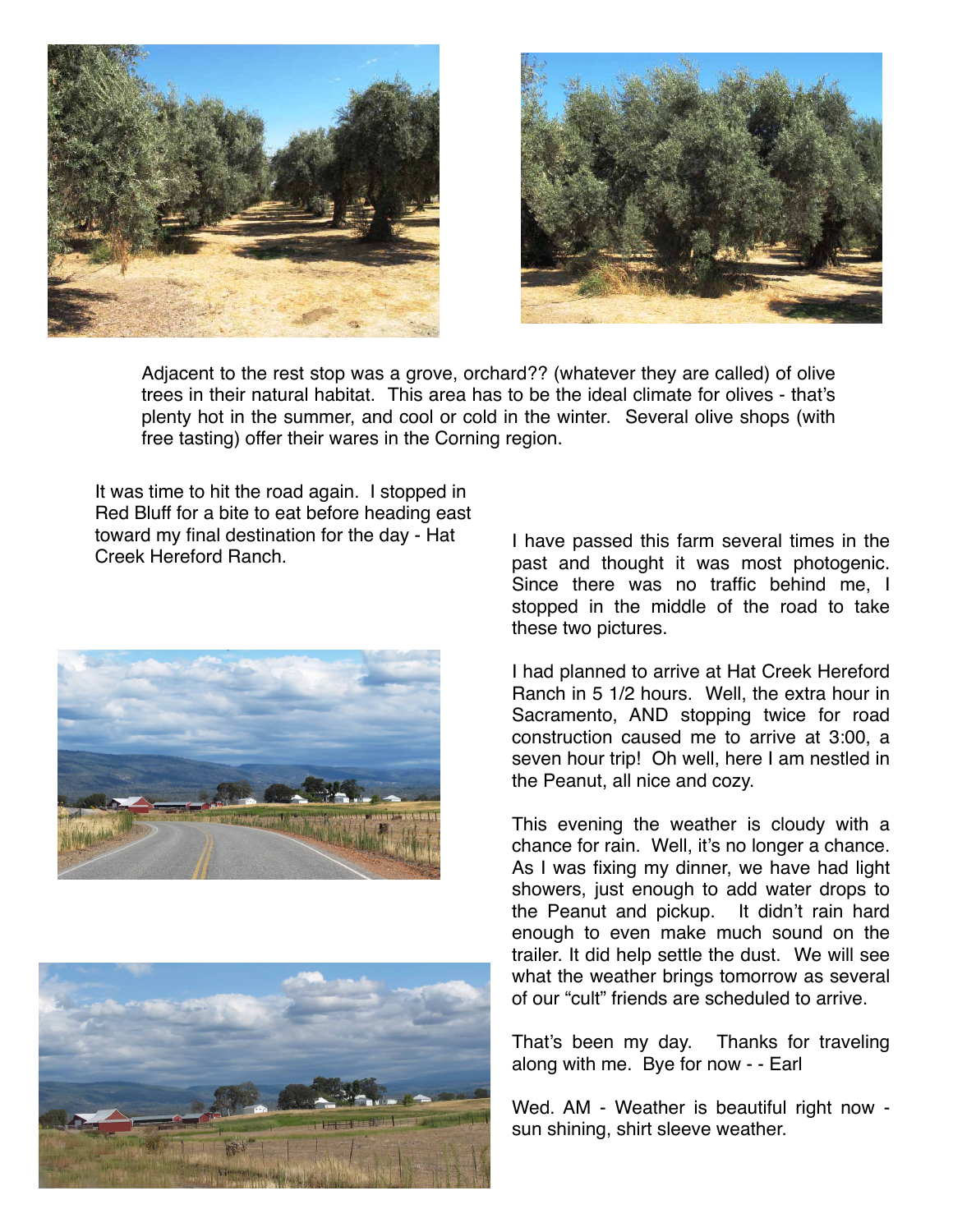Adjacent to the rest stop was a grove, orchard?? (whatever they are called) of olive trees in their natural habitat. This area has to be the ideal climate for olives - that's plenty hot in the summer, and cool or cold in the winter. Several olive shops (with free tasting) offer their wares in the Corning region.

It was time to hit the road again. I stopped in Red Bluff for a bite to eat before heading east toward my final destination for the day - Hat Creek Hereford Ranch.

I have passed this farm several times in the past and thought it was most photogenic. Since there was no traffic behind me, I stopped in the middle of the road to take these two pictures.

I had planned to arrive at Hat Creek Hereford Ranch in 5 1/2 hours. Well, the extra hour in Sacramento, AND stopping twice for road construction caused me to arrive at 3:00, a seven hour trip! Oh well, here I am nestled in the Peanut, all nice and cozy.

This evening the weather is cloudy with a chance for rain. Well, it's no longer a chance. As I was fixing my dinner, we have had light showers, just enough to add water drops to the Peanut and pickup. It didn't rain hard enough to even make much sound on the trailer. It did help settle the dust. We will see what the weather brings tomorrow as several of our "cult" friends are scheduled to arrive.

That's been my day. Thanks for traveling along with me. Bye for now - - Earl

Wed. AM - Weather is beautiful right now - sun shining, shirt sleeve weather.